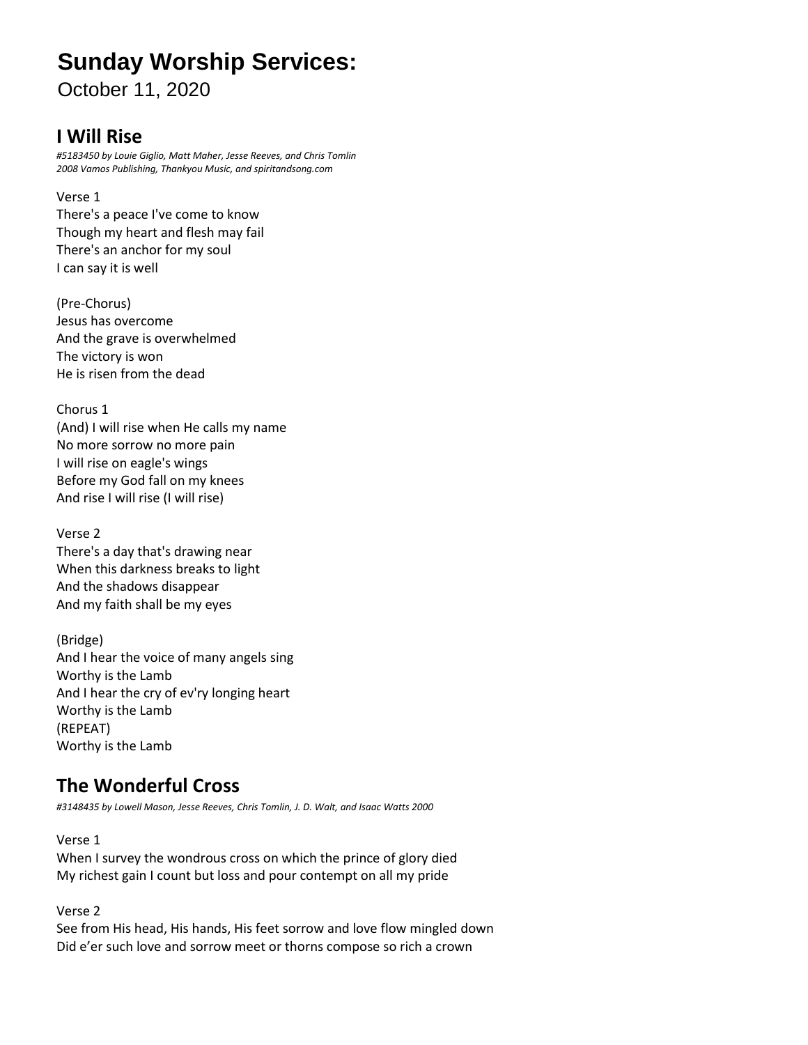# Sunday Worship Services:

October 11, 2020

## I Will Rise

*#5183450 by Louie Giglio, Matt Maher, Jesse Reeves, and Chris Tomlin*
*2008 Vamos Publishing, Thankyou Music, and spiritandsong.com*

Verse 1
There's a peace I've come to know
Though my heart and flesh may fail
There's an anchor for my soul
I can say it is well

(Pre-Chorus)
Jesus has overcome
And the grave is overwhelmed
The victory is won
He is risen from the dead

Chorus 1
(And) I will rise when He calls my name
No more sorrow no more pain
I will rise on eagle's wings
Before my God fall on my knees
And rise I will rise (I will rise)

Verse 2
There's a day that's drawing near
When this darkness breaks to light
And the shadows disappear
And my faith shall be my eyes

(Bridge)
And I hear the voice of many angels sing
Worthy is the Lamb
And I hear the cry of ev'ry longing heart
Worthy is the Lamb
(REPEAT)
Worthy is the Lamb

## The Wonderful Cross

*#3148435 by Lowell Mason, Jesse Reeves, Chris Tomlin, J. D. Walt, and Isaac Watts 2000*

Verse 1
When I survey the wondrous cross on which the prince of glory died
My richest gain I count but loss and pour contempt on all my pride

Verse 2
See from His head, His hands, His feet sorrow and love flow mingled down
Did e'er such love and sorrow meet or thorns compose so rich a crown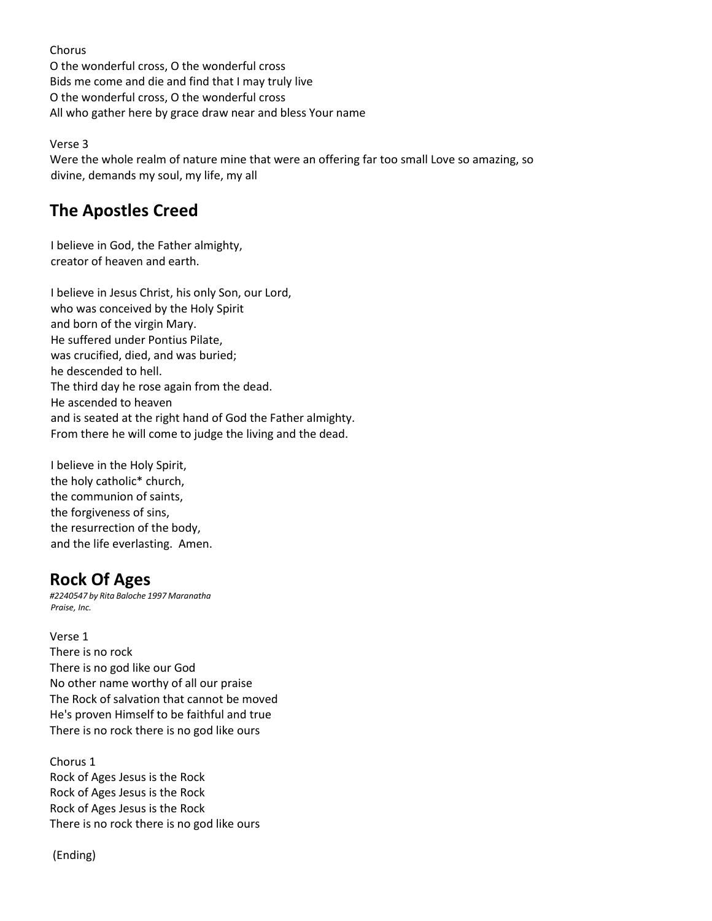Chorus
O the wonderful cross, O the wonderful cross
Bids me come and die and find that I may truly live
O the wonderful cross, O the wonderful cross
All who gather here by grace draw near and bless Your name

Verse 3
Were the whole realm of nature mine that were an offering far too small Love so amazing, so divine, demands my soul, my life, my all

## The Apostles Creed

I believe in God, the Father almighty,
creator of heaven and earth.

I believe in Jesus Christ, his only Son, our Lord,
who was conceived by the Holy Spirit
and born of the virgin Mary.
He suffered under Pontius Pilate,
was crucified, died, and was buried;
he descended to hell.
The third day he rose again from the dead.
He ascended to heaven
and is seated at the right hand of God the Father almighty.
From there he will come to judge the living and the dead.

I believe in the Holy Spirit,
the holy catholic* church,
the communion of saints,
the forgiveness of sins,
the resurrection of the body,
and the life everlasting. Amen.

## Rock Of Ages

*#2240547 by Rita Baloche 1997 Maranatha Praise, Inc.*

Verse 1
There is no rock
There is no god like our God
No other name worthy of all our praise
The Rock of salvation that cannot be moved
He's proven Himself to be faithful and true
There is no rock there is no god like ours

Chorus 1
Rock of Ages Jesus is the Rock
Rock of Ages Jesus is the Rock
Rock of Ages Jesus is the Rock
There is no rock there is no god like ours

(Ending)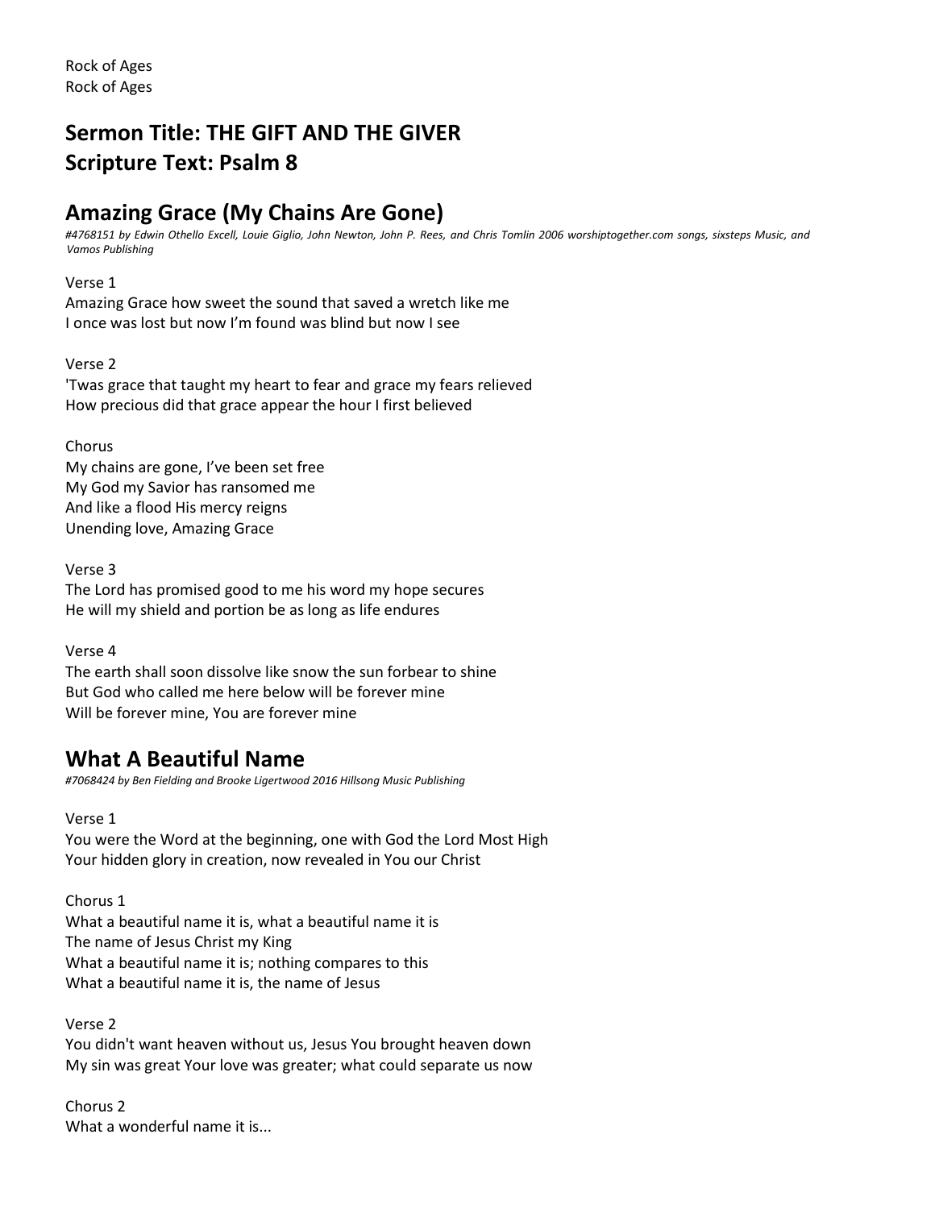Rock of Ages
Rock of Ages

## Sermon Title: THE GIFT AND THE GIVER
## Scripture Text: Psalm 8

## Amazing Grace (My Chains Are Gone)

*#4768151 by Edwin Othello Excell, Louie Giglio, John Newton, John P. Rees, and Chris Tomlin 2006 worshiptogether.com songs, sixsteps Music, and Vamos Publishing*

Verse 1
Amazing Grace how sweet the sound that saved a wretch like me
I once was lost but now I'm found was blind but now I see

Verse 2
'Twas grace that taught my heart to fear and grace my fears relieved
How precious did that grace appear the hour I first believed

Chorus
My chains are gone, I've been set free
My God my Savior has ransomed me
And like a flood His mercy reigns
Unending love, Amazing Grace

Verse 3
The Lord has promised good to me his word my hope secures
He will my shield and portion be as long as life endures

Verse 4
The earth shall soon dissolve like snow the sun forbear to shine
But God who called me here below will be forever mine
Will be forever mine, You are forever mine

## What A Beautiful Name

*#7068424 by Ben Fielding and Brooke Ligertwood 2016 Hillsong Music Publishing*

Verse 1
You were the Word at the beginning, one with God the Lord Most High
Your hidden glory in creation, now revealed in You our Christ

Chorus 1
What a beautiful name it is, what a beautiful name it is
The name of Jesus Christ my King
What a beautiful name it is; nothing compares to this
What a beautiful name it is, the name of Jesus

Verse 2
You didn't want heaven without us, Jesus You brought heaven down
My sin was great Your love was greater; what could separate us now

Chorus 2
What a wonderful name it is...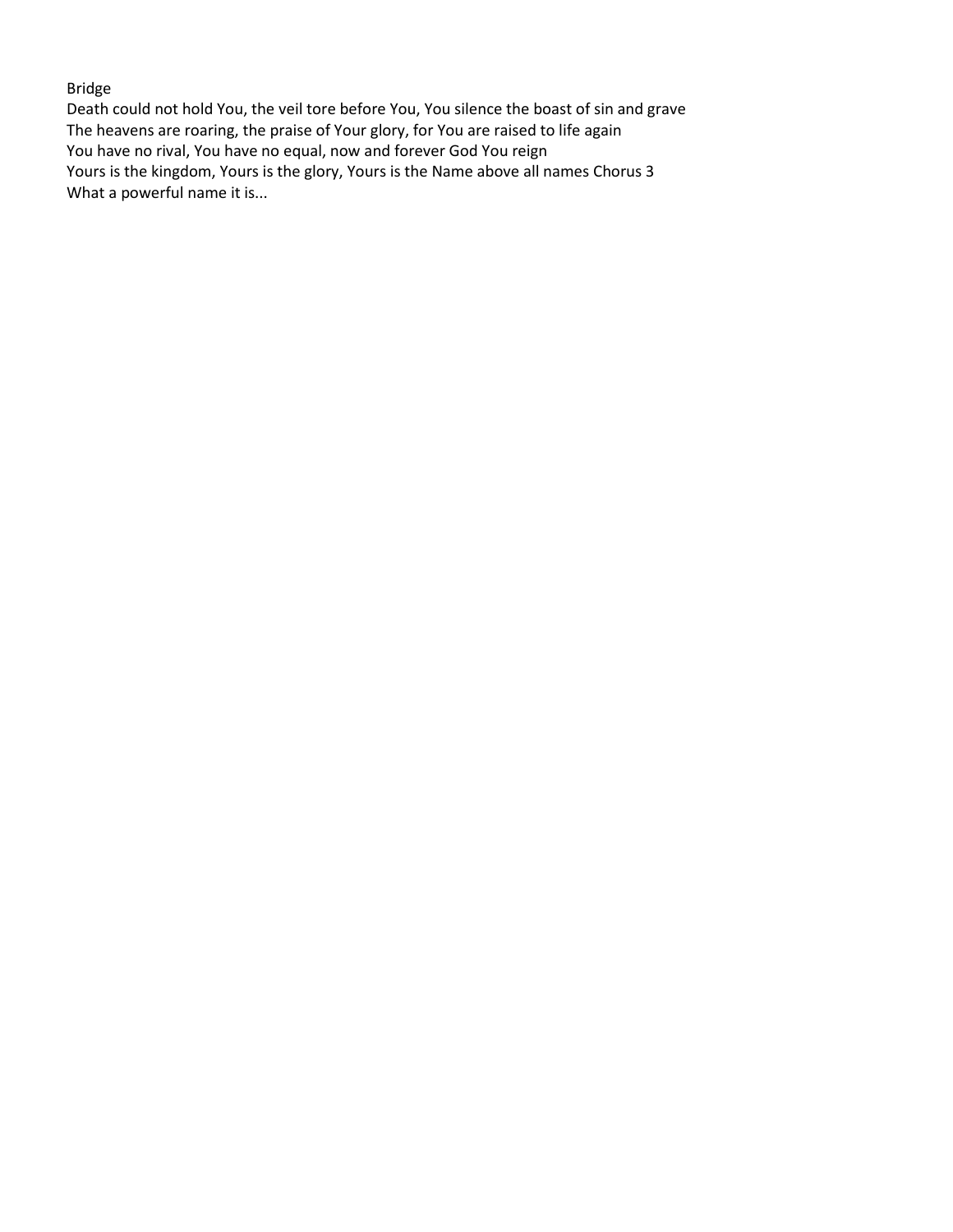Bridge
Death could not hold You, the veil tore before You, You silence the boast of sin and grave
The heavens are roaring, the praise of Your glory, for You are raised to life again
You have no rival, You have no equal, now and forever God You reign
Yours is the kingdom, Yours is the glory, Yours is the Name above all names Chorus 3
What a powerful name it is...